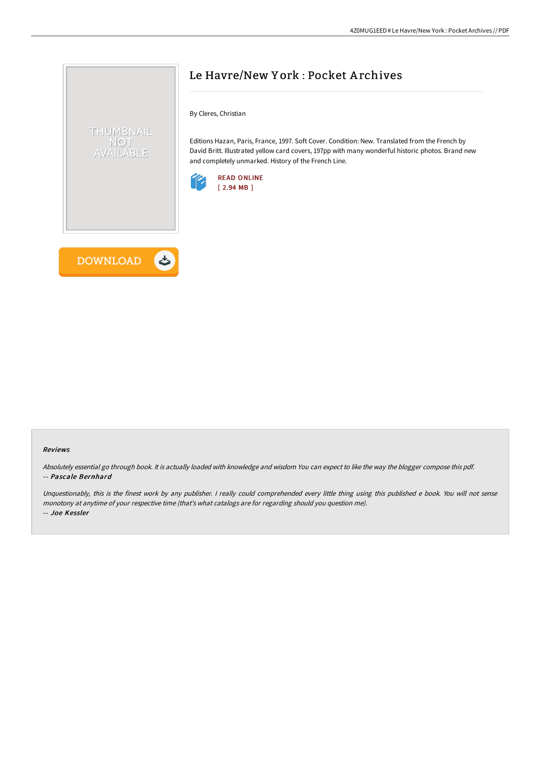# Le Havre/New York : Pocket Archives

By Cleres, Christian

Editions Hazan, Paris, France, 1997. Soft Cover. Condition: New. Translated from the French by David Britt. Illustrated yellow card covers, 197pp with many wonderful historic photos. Brand new and completely unmarked. History of the French Line.

READ ONLINE
[ 2.94 MB ]

DOWNLOAD

### Reviews

*Absolutely essential go through book. It is actually loaded with knowledge and wisdom You can expect to like the way the blogger compose this pdf.*
-- *Pascale Bernhard*

*Unquestionably, this is the finest work by any publisher. I really could comprehended every little thing using this published e book. You will not sense monotony at anytime of your respective time (that's what catalogs are for regarding should you question me).*
-- *Joe Kessler*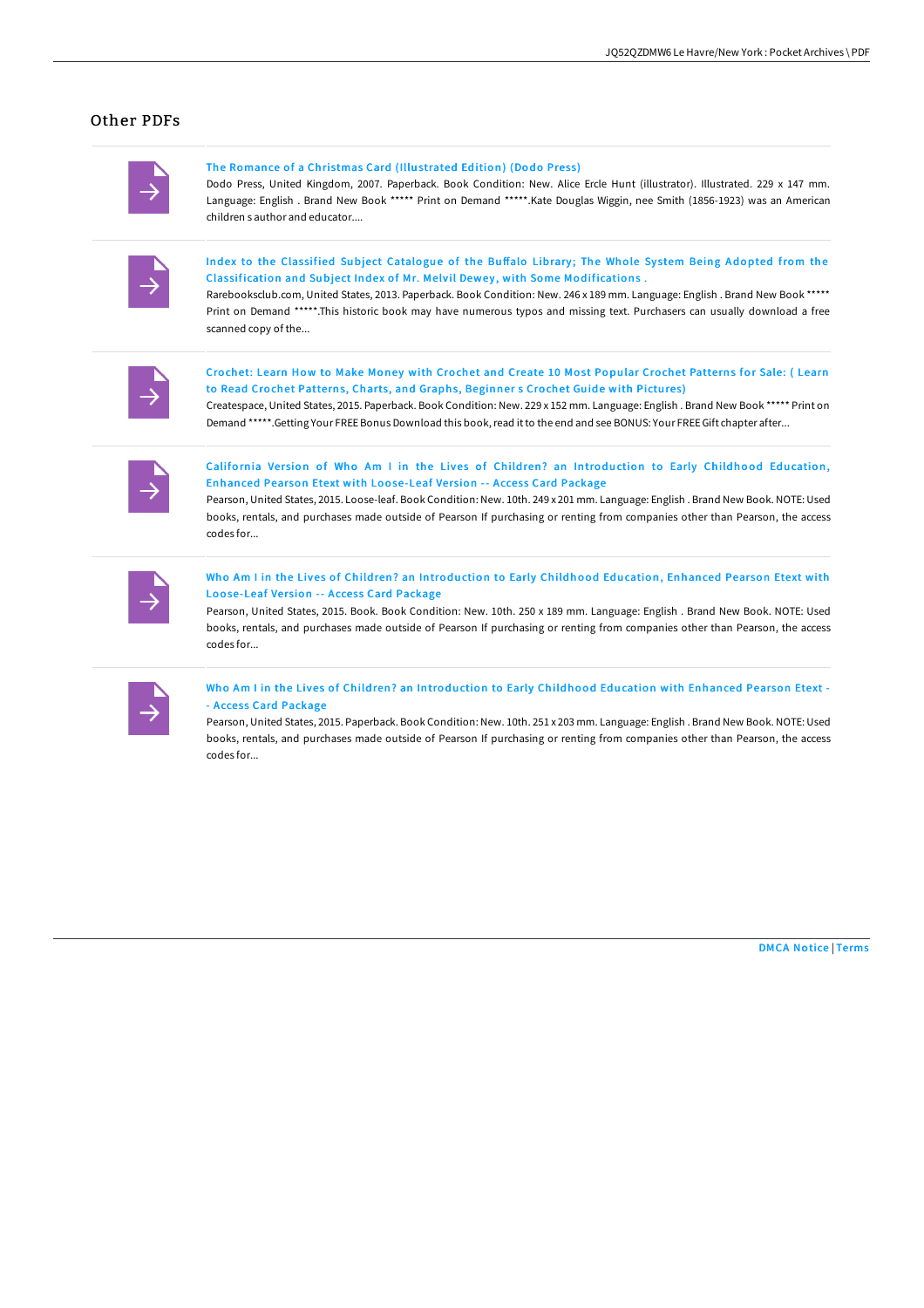## Other PDFs

**The Romance of a Christmas Card (Illustrated Edition) (Dodo Press)**

Dodo Press, United Kingdom, 2007. Paperback. Book Condition: New. Alice Ercle Hunt (illustrator). Illustrated. 229 x 147 mm. Language: English . Brand New Book ***** Print on Demand *****.Kate Douglas Wiggin, nee Smith (1856-1923) was an American children s author and educator....

**Index to the Classified Subject Catalogue of the Buffalo Library; The Whole System Being Adopted from the Classification and Subject Index of Mr. Melvil Dewey, with Some Modifications .**

Rarebooksclub.com, United States, 2013. Paperback. Book Condition: New. 246 x 189 mm. Language: English . Brand New Book ***** Print on Demand *****.This historic book may have numerous typos and missing text. Purchasers can usually download a free scanned copy of the...

**Crochet: Learn How to Make Money with Crochet and Create 10 Most Popular Crochet Patterns for Sale: ( Learn to Read Crochet Patterns, Charts, and Graphs, Beginner s Crochet Guide with Pictures)**

Createspace, United States, 2015. Paperback. Book Condition: New. 229 x 152 mm. Language: English . Brand New Book ***** Print on Demand *****.Getting Your FREE Bonus Download this book, read it to the end and see BONUS: Your FREE Gift chapter after...

**California Version of Who Am I in the Lives of Children? an Introduction to Early Childhood Education, Enhanced Pearson Etext with Loose-Leaf Version -- Access Card Package**

Pearson, United States, 2015. Loose-leaf. Book Condition: New. 10th. 249 x 201 mm. Language: English . Brand New Book. NOTE: Used books, rentals, and purchases made outside of Pearson If purchasing or renting from companies other than Pearson, the access codes for...

**Who Am I in the Lives of Children? an Introduction to Early Childhood Education, Enhanced Pearson Etext with Loose-Leaf Version -- Access Card Package**

Pearson, United States, 2015. Book. Book Condition: New. 10th. 250 x 189 mm. Language: English . Brand New Book. NOTE: Used books, rentals, and purchases made outside of Pearson If purchasing or renting from companies other than Pearson, the access codes for...

**Who Am I in the Lives of Children? an Introduction to Early Childhood Education with Enhanced Pearson Etext -- Access Card Package**

Pearson, United States, 2015. Paperback. Book Condition: New. 10th. 251 x 203 mm. Language: English . Brand New Book. NOTE: Used books, rentals, and purchases made outside of Pearson If purchasing or renting from companies other than Pearson, the access codes for...